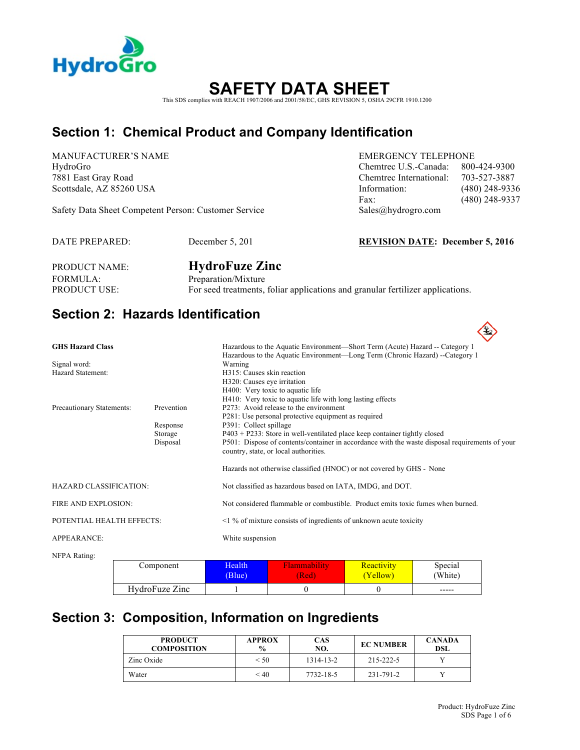# SAFETY DATA SHEET

This SDS complies with REACH 1907/2006 and 2001/58/EC, GHS REVISION 5, OSHA 29CFR 1910.1200

## Section 1: Chemical Product and Company Identification

MANUFACTURER'S NAME
HydroGro
7881 East Gray Road
Scottsdale, AZ 85260 USA

Safety Data Sheet Competent Person: Customer Service

EMERGENCY TELEPHONE
Chemtrec U.S.-Canada: 800-424-9300
Chemtrec International: 703-527-3887
Information: (480) 248-9336
Fax: (480) 248-9337
Sales@hydrogro.com

DATE PREPARED: December 5, 201

**REVISION DATE: December 5, 2016**

PRODUCT NAME: **HydroFuze Zinc**
FORMULA: Preparation/Mixture
PRODUCT USE: For seed treatments, foliar applications and granular fertilizer applications.

## Section 2: Hazards Identification

**GHS Hazard Class**
Hazardous to the Aquatic Environment—Short Term (Acute) Hazard -- Category 1
Hazardous to the Aquatic Environment—Long Term (Chronic Hazard) --Category 1

Signal word: Warning

Hazard Statement:
H315: Causes skin reaction
H320: Causes eye irritation
H400: Very toxic to aquatic life
H410: Very toxic to aquatic life with long lasting effects

Precautionary Statements:
- Prevention: P273: Avoid release to the environment
  P281: Use personal protective equipment as required
- Response: P391: Collect spillage
- Storage: P403 + P233: Store in well-ventilated place keep container tightly closed
- Disposal: P501: Dispose of contents/container in accordance with the waste disposal requirements of your country, state, or local authorities.

Hazards not otherwise classified (HNOC) or not covered by GHS - None

HAZARD CLASSIFICATION: Not classified as hazardous based on IATA, IMDG, and DOT.

FIRE AND EXPLOSION: Not considered flammable or combustible. Product emits toxic fumes when burned.

POTENTIAL HEALTH EFFECTS: <1 % of mixture consists of ingredients of unknown acute toxicity

APPEARANCE: White suspension

NFPA Rating:

| Component | Health (Blue) | Flammability (Red) | Reactivity (Yellow) | Special (White) |
|---|---|---|---|---|
| HydroFuze Zinc | 1 | 0 | 0 | ----- |

## Section 3: Composition, Information on Ingredients

| PRODUCT COMPOSITION | APPROX % | CAS NO. | EC NUMBER | CANADA DSL |
|---|---|---|---|---|
| Zinc Oxide | < 50 | 1314-13-2 | 215-222-5 | Y |
| Water | < 40 | 7732-18-5 | 231-791-2 | Y |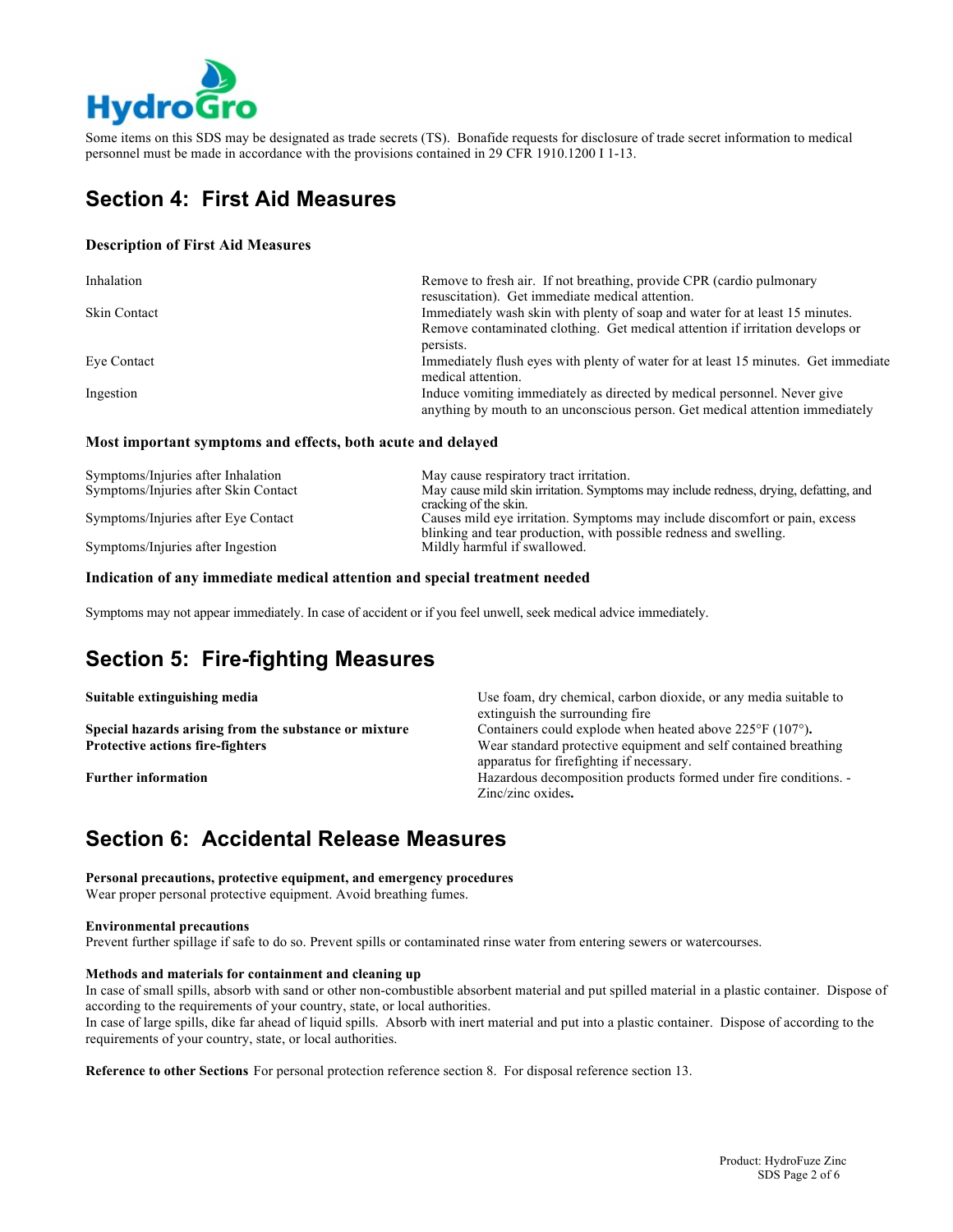Some items on this SDS may be designated as trade secrets (TS). Bonafide requests for disclosure of trade secret information to medical personnel must be made in accordance with the provisions contained in 29 CFR 1910.1200 I 1-13.

## Section 4: First Aid Measures

### Description of First Aid Measures

| | |
|---|---|
| Inhalation | Remove to fresh air. If not breathing, provide CPR (cardio pulmonary resuscitation). Get immediate medical attention. |
| Skin Contact | Immediately wash skin with plenty of soap and water for at least 15 minutes. Remove contaminated clothing. Get medical attention if irritation develops or persists. |
| Eye Contact | Immediately flush eyes with plenty of water for at least 15 minutes. Get immediate medical attention. |
| Ingestion | Induce vomiting immediately as directed by medical personnel. Never give anything by mouth to an unconscious person. Get medical attention immediately |

### Most important symptoms and effects, both acute and delayed

| | |
|---|---|
| Symptoms/Injuries after Inhalation | May cause respiratory tract irritation. |
| Symptoms/Injuries after Skin Contact | May cause mild skin irritation. Symptoms may include redness, drying, defatting, and cracking of the skin. |
| Symptoms/Injuries after Eye Contact | Causes mild eye irritation. Symptoms may include discomfort or pain, excess blinking and tear production, with possible redness and swelling. |
| Symptoms/Injuries after Ingestion | Mildly harmful if swallowed. |

### Indication of any immediate medical attention and special treatment needed

Symptoms may not appear immediately. In case of accident or if you feel unwell, seek medical advice immediately.

## Section 5: Fire-fighting Measures

| | |
|---|---|
| **Suitable extinguishing media** | Use foam, dry chemical, carbon dioxide, or any media suitable to extinguish the surrounding fire |
| **Special hazards arising from the substance or mixture** | Containers could explode when heated above 225°F (107°). |
| **Protective actions fire-fighters** | Wear standard protective equipment and self contained breathing apparatus for firefighting if necessary. |
| **Further information** | Hazardous decomposition products formed under fire conditions. - Zinc/zinc oxides. |

## Section 6: Accidental Release Measures

**Personal precautions, protective equipment, and emergency procedures**
Wear proper personal protective equipment. Avoid breathing fumes.

**Environmental precautions**
Prevent further spillage if safe to do so. Prevent spills or contaminated rinse water from entering sewers or watercourses.

**Methods and materials for containment and cleaning up**
In case of small spills, absorb with sand or other non-combustible absorbent material and put spilled material in a plastic container. Dispose of according to the requirements of your country, state, or local authorities.
In case of large spills, dike far ahead of liquid spills. Absorb with inert material and put into a plastic container. Dispose of according to the requirements of your country, state, or local authorities.

**Reference to other Sections** For personal protection reference section 8. For disposal reference section 13.

Product: HydroFuze Zinc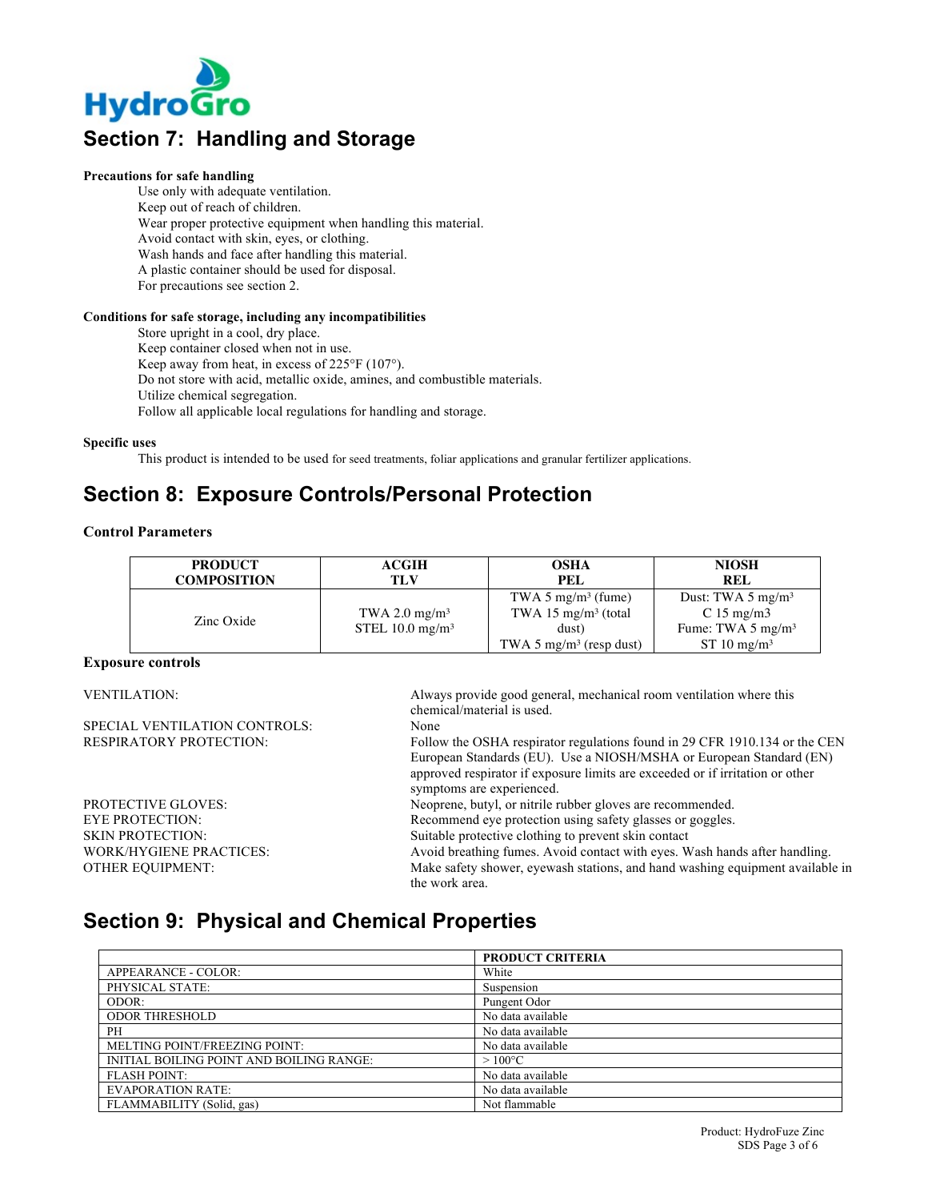## Section 7: Handling and Storage

**Precautions for safe handling**

Use only with adequate ventilation.
Keep out of reach of children.
Wear proper protective equipment when handling this material.
Avoid contact with skin, eyes, or clothing.
Wash hands and face after handling this material.
A plastic container should be used for disposal.
For precautions see section 2.

**Conditions for safe storage, including any incompatibilities**

Store upright in a cool, dry place.
Keep container closed when not in use.
Keep away from heat, in excess of 225°F (107°).
Do not store with acid, metallic oxide, amines, and combustible materials.
Utilize chemical segregation.
Follow all applicable local regulations for handling and storage.

**Specific uses**

This product is intended to be used for seed treatments, foliar applications and granular fertilizer applications.

## Section 8: Exposure Controls/Personal Protection

**Control Parameters**

| PRODUCT COMPOSITION | ACGIH TLV | OSHA PEL | NIOSH REL |
|---|---|---|---|
| Zinc Oxide | TWA 2.0 mg/m³<br>STEL 10.0 mg/m³ | TWA 5 mg/m³ (fume)<br>TWA 15 mg/m³ (total dust)<br>TWA 5 mg/m³ (resp dust) | Dust: TWA 5 mg/m³<br>C 15 mg/m3<br>Fume: TWA 5 mg/m³<br>ST 10 mg/m³ |

**Exposure controls**

| | |
|---|---|
| VENTILATION: | Always provide good general, mechanical room ventilation where this chemical/material is used. |
| SPECIAL VENTILATION CONTROLS: | None |
| RESPIRATORY PROTECTION: | Follow the OSHA respirator regulations found in 29 CFR 1910.134 or the CEN European Standards (EU). Use a NIOSH/MSHA or European Standard (EN) approved respirator if exposure limits are exceeded or if irritation or other symptoms are experienced. |
| PROTECTIVE GLOVES: | Neoprene, butyl, or nitrile rubber gloves are recommended. |
| EYE PROTECTION: | Recommend eye protection using safety glasses or goggles. |
| SKIN PROTECTION: | Suitable protective clothing to prevent skin contact |
| WORK/HYGIENE PRACTICES: | Avoid breathing fumes. Avoid contact with eyes. Wash hands after handling. |
| OTHER EQUIPMENT: | Make safety shower, eyewash stations, and hand washing equipment available in the work area. |

## Section 9: Physical and Chemical Properties

| | PRODUCT CRITERIA |
|---|---|
| APPEARANCE - COLOR: | White |
| PHYSICAL STATE: | Suspension |
| ODOR: | Pungent Odor |
| ODOR THRESHOLD | No data available |
| PH | No data available |
| MELTING POINT/FREEZING POINT: | No data available |
| INITIAL BOILING POINT AND BOILING RANGE: | > 100°C |
| FLASH POINT: | No data available |
| EVAPORATION RATE: | No data available |
| FLAMMABILITY (Solid, gas) | Not flammable |

Product: HydroFuze Zinc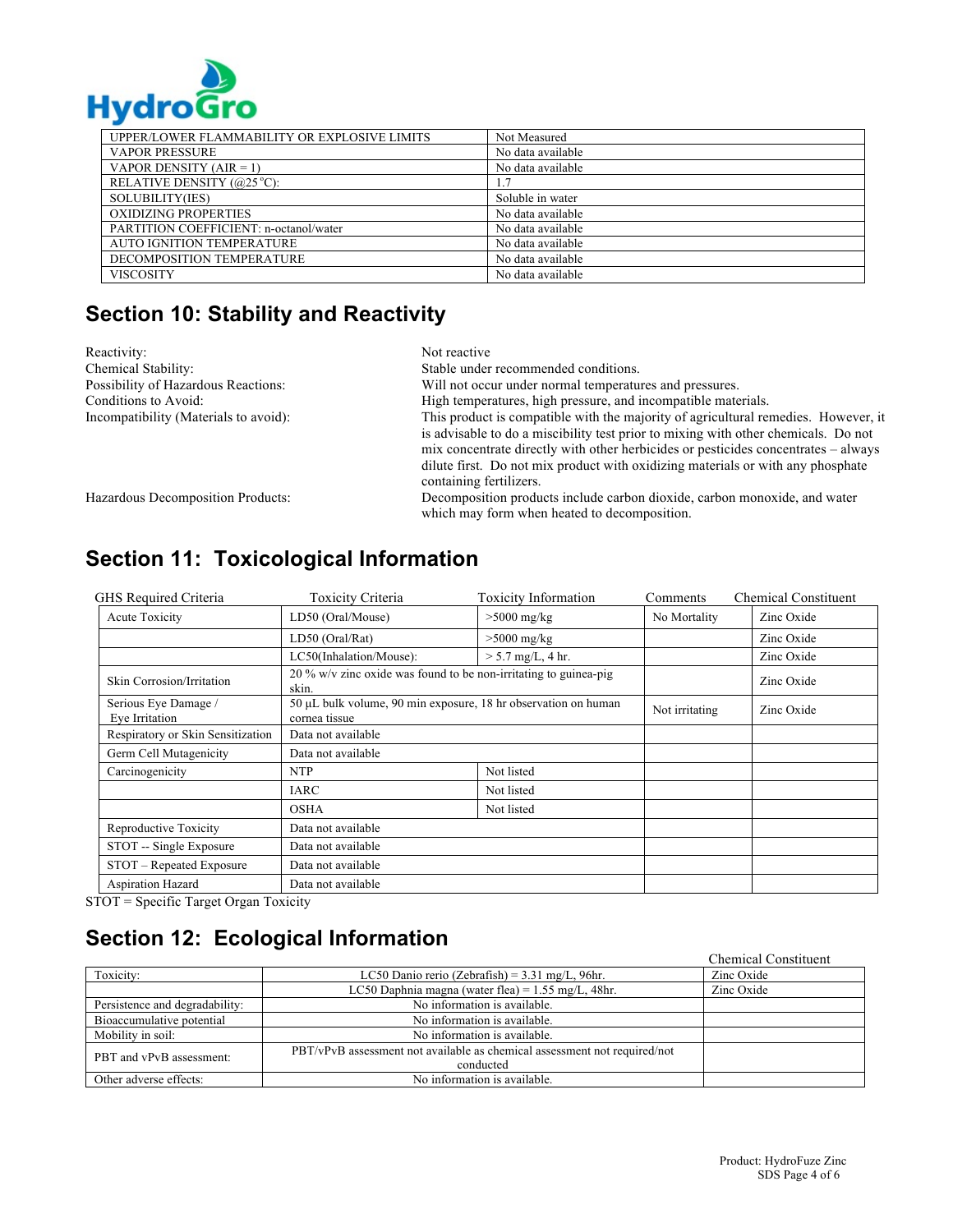| UPPER/LOWER FLAMMABILITY OR EXPLOSIVE LIMITS | Not Measured |
|---|---|
| VAPOR PRESSURE | No data available |
| VAPOR DENSITY (AIR = 1) | No data available |
| RELATIVE DENSITY (@25 °C): | 1.7 |
| SOLUBILITY(IES) | Soluble in water |
| OXIDIZING PROPERTIES | No data available |
| PARTITION COEFFICIENT: n-octanol/water | No data available |
| AUTO IGNITION TEMPERATURE | No data available |
| DECOMPOSITION TEMPERATURE | No data available |
| VISCOSITY | No data available |

## Section 10: Stability and Reactivity

| | |
|---|---|
| Reactivity: | Not reactive |
| Chemical Stability: | Stable under recommended conditions. |
| Possibility of Hazardous Reactions: | Will not occur under normal temperatures and pressures. |
| Conditions to Avoid: | High temperatures, high pressure, and incompatible materials. |
| Incompatibility (Materials to avoid): | This product is compatible with the majority of agricultural remedies. However, it is advisable to do a miscibility test prior to mixing with other chemicals. Do not mix concentrate directly with other herbicides or pesticides concentrates – always dilute first. Do not mix product with oxidizing materials or with any phosphate containing fertilizers. |
| Hazardous Decomposition Products: | Decomposition products include carbon dioxide, carbon monoxide, and water which may form when heated to decomposition. |

## Section 11: Toxicological Information

| GHS Required Criteria | Toxicity Criteria | Toxicity Information | Comments | Chemical Constituent |
|---|---|---|---|---|
| Acute Toxicity | LD50 (Oral/Mouse) | >5000 mg/kg | No Mortality | Zinc Oxide |
| | LD50 (Oral/Rat) | >5000 mg/kg | | Zinc Oxide |
| | LC50(Inhalation/Mouse): | > 5.7 mg/L, 4 hr. | | Zinc Oxide |
| Skin Corrosion/Irritation | 20 % w/v zinc oxide was found to be non-irritating to guinea-pig skin. | | | Zinc Oxide |
| Serious Eye Damage / Eye Irritation | 50 µL bulk volume, 90 min exposure, 18 hr observation on human cornea tissue | | Not irritating | Zinc Oxide |
| Respiratory or Skin Sensitization | Data not available | | | |
| Germ Cell Mutagenicity | Data not available | | | |
| Carcinogenicity | NTP | Not listed | | |
| | IARC | Not listed | | |
| | OSHA | Not listed | | |
| Reproductive Toxicity | Data not available | | | |
| STOT -- Single Exposure | Data not available | | | |
| STOT – Repeated Exposure | Data not available | | | |
| Aspiration Hazard | Data not available | | | |

STOT = Specific Target Organ Toxicity

## Section 12: Ecological Information

| | | Chemical Constituent |
|---|---|---|
| Toxicity: | LC50 Danio rerio (Zebrafish) = 3.31 mg/L, 96hr. | Zinc Oxide |
| | LC50 Daphnia magna (water flea) = 1.55 mg/L, 48hr. | Zinc Oxide |
| Persistence and degradability: | No information is available. | |
| Bioaccumulative potential | No information is available. | |
| Mobility in soil: | No information is available. | |
| PBT and vPvB assessment: | PBT/vPvB assessment not available as chemical assessment not required/not conducted | |
| Other adverse effects: | No information is available. | |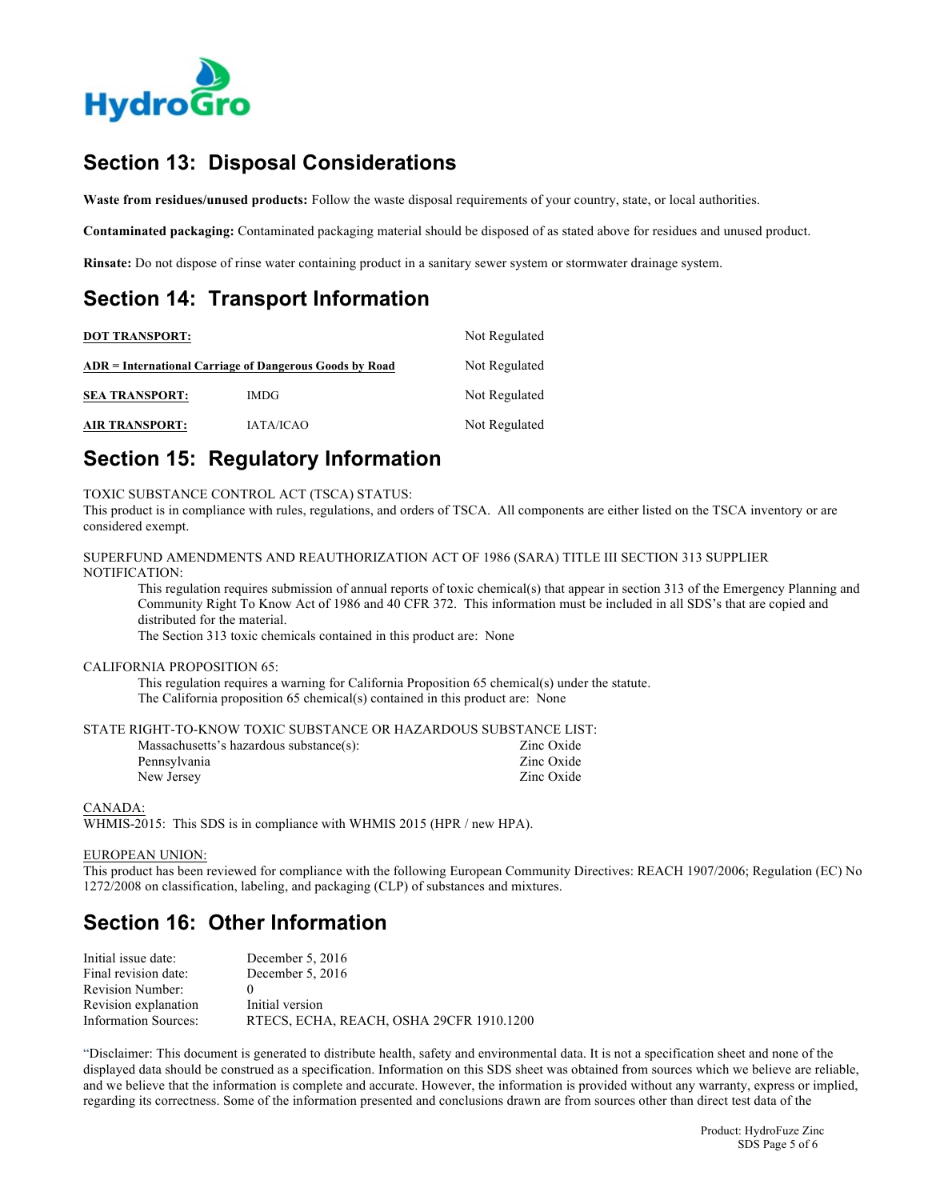## Section 13: Disposal Considerations

**Waste from residues/unused products:** Follow the waste disposal requirements of your country, state, or local authorities.

**Contaminated packaging:** Contaminated packaging material should be disposed of as stated above for residues and unused product.

**Rinsate:** Do not dispose of rinse water containing product in a sanitary sewer system or stormwater drainage system.

## Section 14: Transport Information

| | | |
|---|---|---|
| **DOT TRANSPORT:** | | Not Regulated |
| **ADR = International Carriage of Dangerous Goods by Road** | | Not Regulated |
| **SEA TRANSPORT:** | IMDG | Not Regulated |
| **AIR TRANSPORT:** | IATA/ICAO | Not Regulated |

## Section 15: Regulatory Information

TOXIC SUBSTANCE CONTROL ACT (TSCA) STATUS:
This product is in compliance with rules, regulations, and orders of TSCA. All components are either listed on the TSCA inventory or are considered exempt.

SUPERFUND AMENDMENTS AND REAUTHORIZATION ACT OF 1986 (SARA) TITLE III SECTION 313 SUPPLIER NOTIFICATION:

This regulation requires submission of annual reports of toxic chemical(s) that appear in section 313 of the Emergency Planning and Community Right To Know Act of 1986 and 40 CFR 372. This information must be included in all SDS's that are copied and distributed for the material.
The Section 313 toxic chemicals contained in this product are: None

CALIFORNIA PROPOSITION 65:

This regulation requires a warning for California Proposition 65 chemical(s) under the statute.
The California proposition 65 chemical(s) contained in this product are: None

STATE RIGHT-TO-KNOW TOXIC SUBSTANCE OR HAZARDOUS SUBSTANCE LIST:

| | |
|---|---|
| Massachusetts's hazardous substance(s): | Zinc Oxide |
| Pennsylvania | Zinc Oxide |
| New Jersey | Zinc Oxide |

CANADA:
WHMIS-2015: This SDS is in compliance with WHMIS 2015 (HPR / new HPA).

EUROPEAN UNION:
This product has been reviewed for compliance with the following European Community Directives: REACH 1907/2006; Regulation (EC) No 1272/2008 on classification, labeling, and packaging (CLP) of substances and mixtures.

## Section 16: Other Information

| | |
|---|---|
| Initial issue date: | December 5, 2016 |
| Final revision date: | December 5, 2016 |
| Revision Number: | 0 |
| Revision explanation | Initial version |
| Information Sources: | RTECS, ECHA, REACH, OSHA 29CFR 1910.1200 |

"Disclaimer: This document is generated to distribute health, safety and environmental data. It is not a specification sheet and none of the displayed data should be construed as a specification. Information on this SDS sheet was obtained from sources which we believe are reliable, and we believe that the information is complete and accurate. However, the information is provided without any warranty, express or implied, regarding its correctness. Some of the information presented and conclusions drawn are from sources other than direct test data of the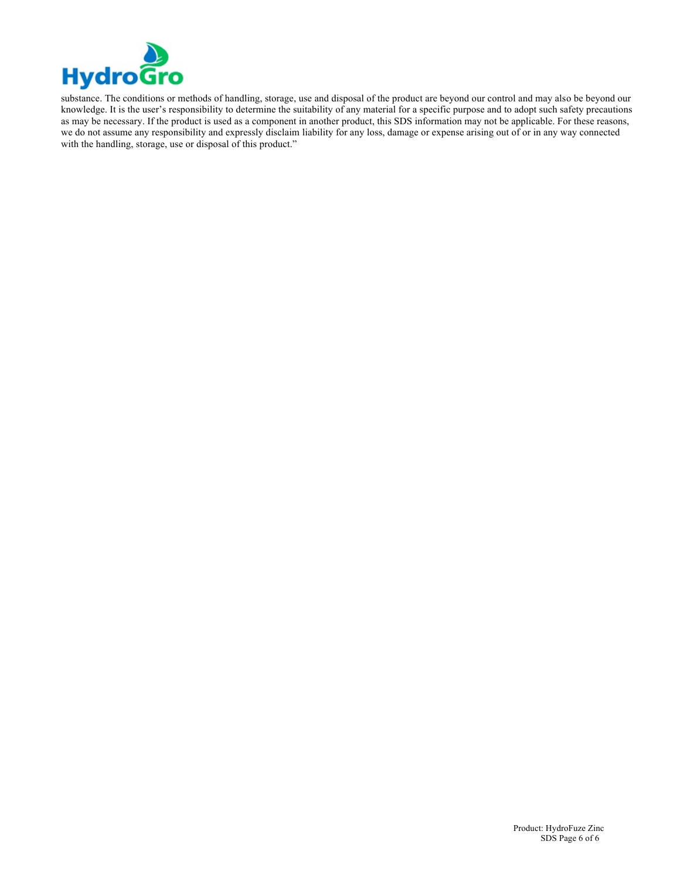substance. The conditions or methods of handling, storage, use and disposal of the product are beyond our control and may also be beyond our knowledge. It is the user's responsibility to determine the suitability of any material for a specific purpose and to adopt such safety precautions as may be necessary. If the product is used as a component in another product, this SDS information may not be applicable. For these reasons, we do not assume any responsibility and expressly disclaim liability for any loss, damage or expense arising out of or in any way connected with the handling, storage, use or disposal of this product."